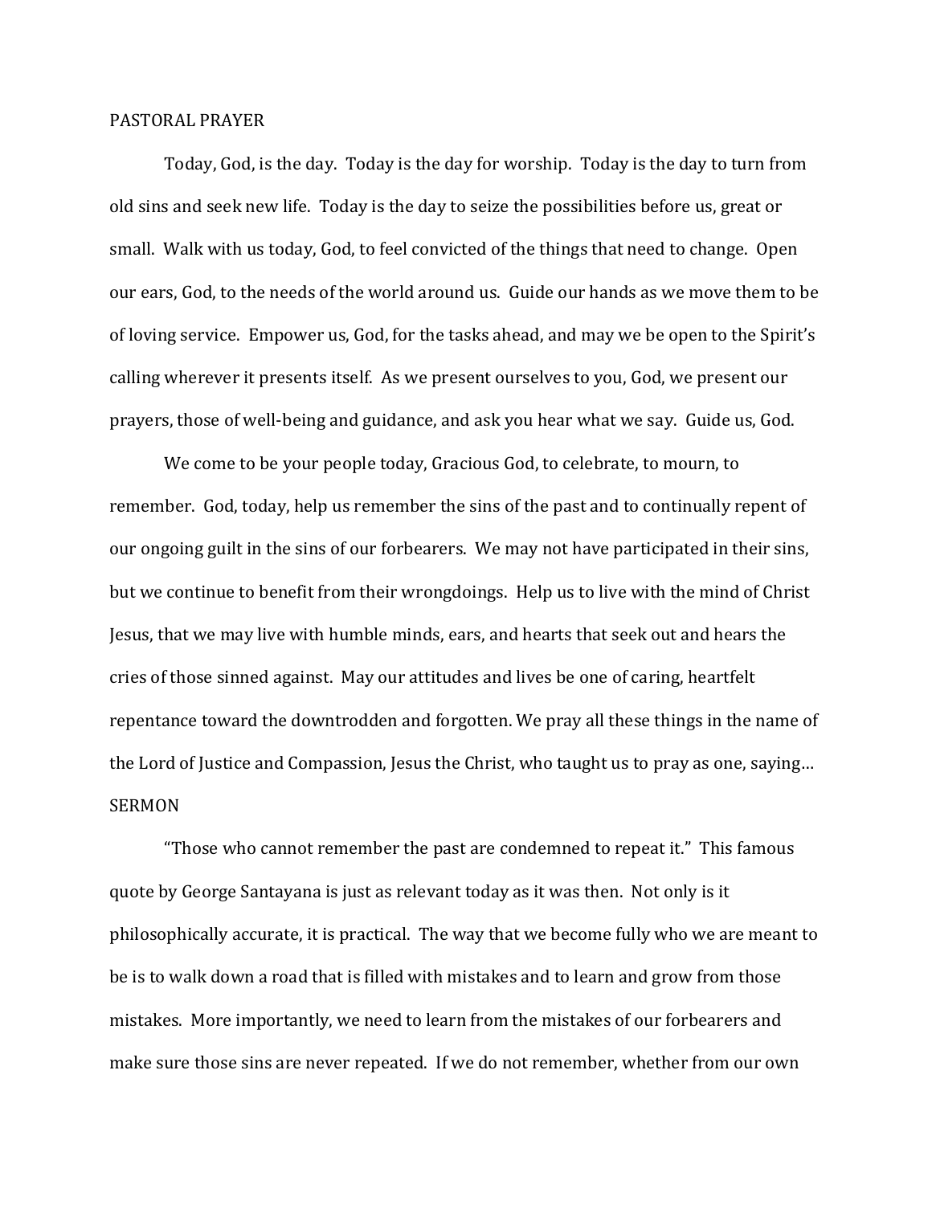PASTORAL PRAYER

Today, God, is the day. Today is the day for worship. Today is the day to turn from old sins and seek new life. Today is the day to seize the possibilities before us, great or small. Walk with us today, God, to feel convicted of the things that need to change. Open our ears, God, to the needs of the world around us. Guide our hands as we move them to be of loving service. Empower us, God, for the tasks ahead, and may we be open to the Spirit's calling wherever it presents itself. As we present ourselves to you, God, we present our prayers, those of well-being and guidance, and ask you hear what we say. Guide us, God.

We come to be your people today, Gracious God, to celebrate, to mourn, to remember. God, today, help us remember the sins of the past and to continually repent of our ongoing guilt in the sins of our forbearers. We may not have participated in their sins, but we continue to benefit from their wrongdoings. Help us to live with the mind of Christ Jesus, that we may live with humble minds, ears, and hearts that seek out and hears the cries of those sinned against. May our attitudes and lives be one of caring, heartfelt repentance toward the downtrodden and forgotten. We pray all these things in the name of the Lord of Justice and Compassion, Jesus the Christ, who taught us to pray as one, saying…

SERMON

"Those who cannot remember the past are condemned to repeat it." This famous quote by George Santayana is just as relevant today as it was then. Not only is it philosophically accurate, it is practical. The way that we become fully who we are meant to be is to walk down a road that is filled with mistakes and to learn and grow from those mistakes. More importantly, we need to learn from the mistakes of our forbearers and make sure those sins are never repeated. If we do not remember, whether from our own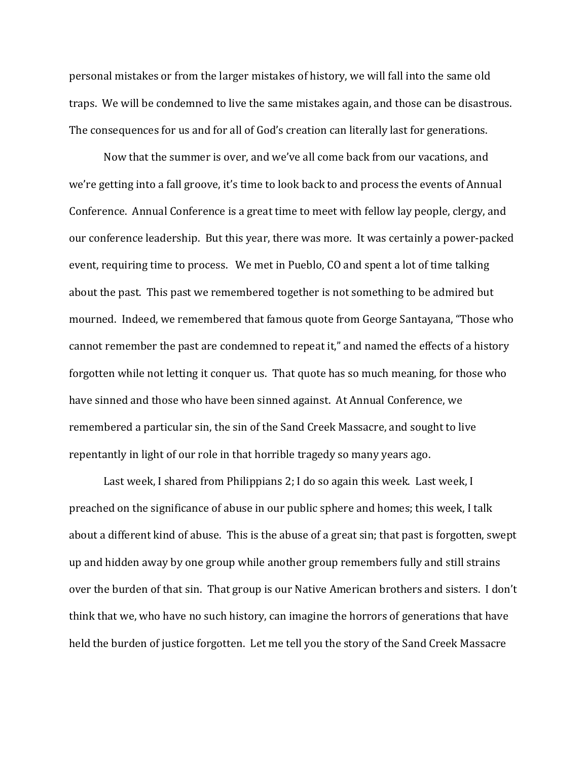personal mistakes or from the larger mistakes of history, we will fall into the same old traps. We will be condemned to live the same mistakes again, and those can be disastrous. The consequences for us and for all of God's creation can literally last for generations.

Now that the summer is over, and we've all come back from our vacations, and we're getting into a fall groove, it's time to look back to and process the events of Annual Conference. Annual Conference is a great time to meet with fellow lay people, clergy, and our conference leadership. But this year, there was more. It was certainly a power-packed event, requiring time to process. We met in Pueblo, CO and spent a lot of time talking about the past. This past we remembered together is not something to be admired but mourned. Indeed, we remembered that famous quote from George Santayana, "Those who cannot remember the past are condemned to repeat it," and named the effects of a history forgotten while not letting it conquer us. That quote has so much meaning, for those who have sinned and those who have been sinned against. At Annual Conference, we remembered a particular sin, the sin of the Sand Creek Massacre, and sought to live repentantly in light of our role in that horrible tragedy so many years ago.

Last week, I shared from Philippians 2; I do so again this week. Last week, I preached on the significance of abuse in our public sphere and homes; this week, I talk about a different kind of abuse. This is the abuse of a great sin; that past is forgotten, swept up and hidden away by one group while another group remembers fully and still strains over the burden of that sin. That group is our Native American brothers and sisters. I don't think that we, who have no such history, can imagine the horrors of generations that have held the burden of justice forgotten. Let me tell you the story of the Sand Creek Massacre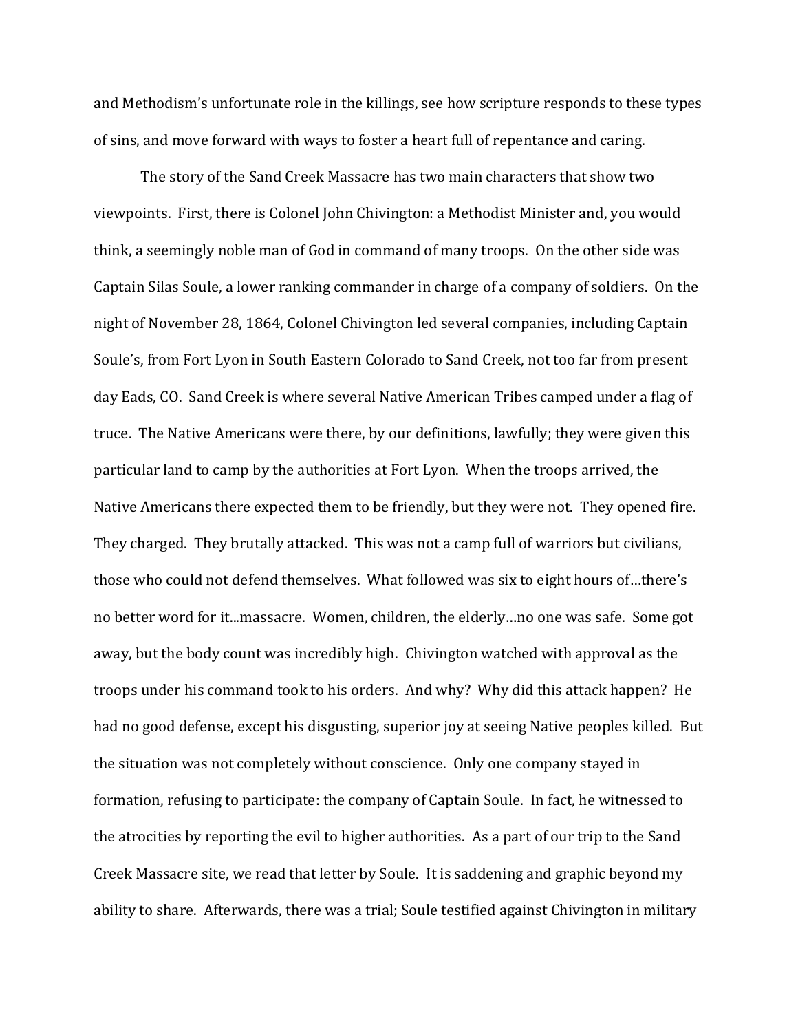and Methodism's unfortunate role in the killings, see how scripture responds to these types of sins, and move forward with ways to foster a heart full of repentance and caring.

The story of the Sand Creek Massacre has two main characters that show two viewpoints. First, there is Colonel John Chivington: a Methodist Minister and, you would think, a seemingly noble man of God in command of many troops. On the other side was Captain Silas Soule, a lower ranking commander in charge of a company of soldiers. On the night of November 28, 1864, Colonel Chivington led several companies, including Captain Soule's, from Fort Lyon in South Eastern Colorado to Sand Creek, not too far from present day Eads, CO. Sand Creek is where several Native American Tribes camped under a flag of truce. The Native Americans were there, by our definitions, lawfully; they were given this particular land to camp by the authorities at Fort Lyon. When the troops arrived, the Native Americans there expected them to be friendly, but they were not. They opened fire. They charged. They brutally attacked. This was not a camp full of warriors but civilians, those who could not defend themselves. What followed was six to eight hours of…there's no better word for it...massacre. Women, children, the elderly…no one was safe. Some got away, but the body count was incredibly high. Chivington watched with approval as the troops under his command took to his orders. And why? Why did this attack happen? He had no good defense, except his disgusting, superior joy at seeing Native peoples killed. But the situation was not completely without conscience. Only one company stayed in formation, refusing to participate: the company of Captain Soule. In fact, he witnessed to the atrocities by reporting the evil to higher authorities. As a part of our trip to the Sand Creek Massacre site, we read that letter by Soule. It is saddening and graphic beyond my ability to share. Afterwards, there was a trial; Soule testified against Chivington in military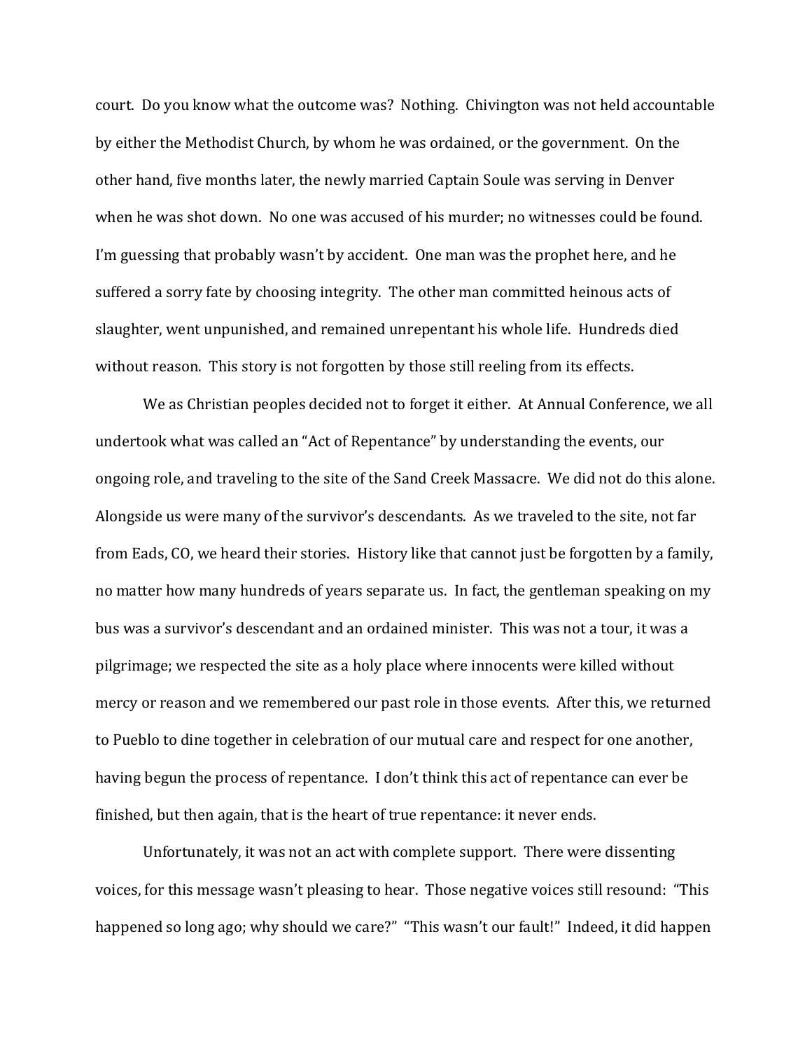court. Do you know what the outcome was? Nothing. Chivington was not held accountable by either the Methodist Church, by whom he was ordained, or the government. On the other hand, five months later, the newly married Captain Soule was serving in Denver when he was shot down. No one was accused of his murder; no witnesses could be found. I'm guessing that probably wasn't by accident. One man was the prophet here, and he suffered a sorry fate by choosing integrity. The other man committed heinous acts of slaughter, went unpunished, and remained unrepentant his whole life. Hundreds died without reason. This story is not forgotten by those still reeling from its effects.

We as Christian peoples decided not to forget it either. At Annual Conference, we all undertook what was called an "Act of Repentance" by understanding the events, our ongoing role, and traveling to the site of the Sand Creek Massacre. We did not do this alone. Alongside us were many of the survivor's descendants. As we traveled to the site, not far from Eads, CO, we heard their stories. History like that cannot just be forgotten by a family, no matter how many hundreds of years separate us. In fact, the gentleman speaking on my bus was a survivor's descendant and an ordained minister. This was not a tour, it was a pilgrimage; we respected the site as a holy place where innocents were killed without mercy or reason and we remembered our past role in those events. After this, we returned to Pueblo to dine together in celebration of our mutual care and respect for one another, having begun the process of repentance. I don't think this act of repentance can ever be finished, but then again, that is the heart of true repentance: it never ends.

Unfortunately, it was not an act with complete support. There were dissenting voices, for this message wasn't pleasing to hear. Those negative voices still resound: "This happened so long ago; why should we care?" "This wasn't our fault!" Indeed, it did happen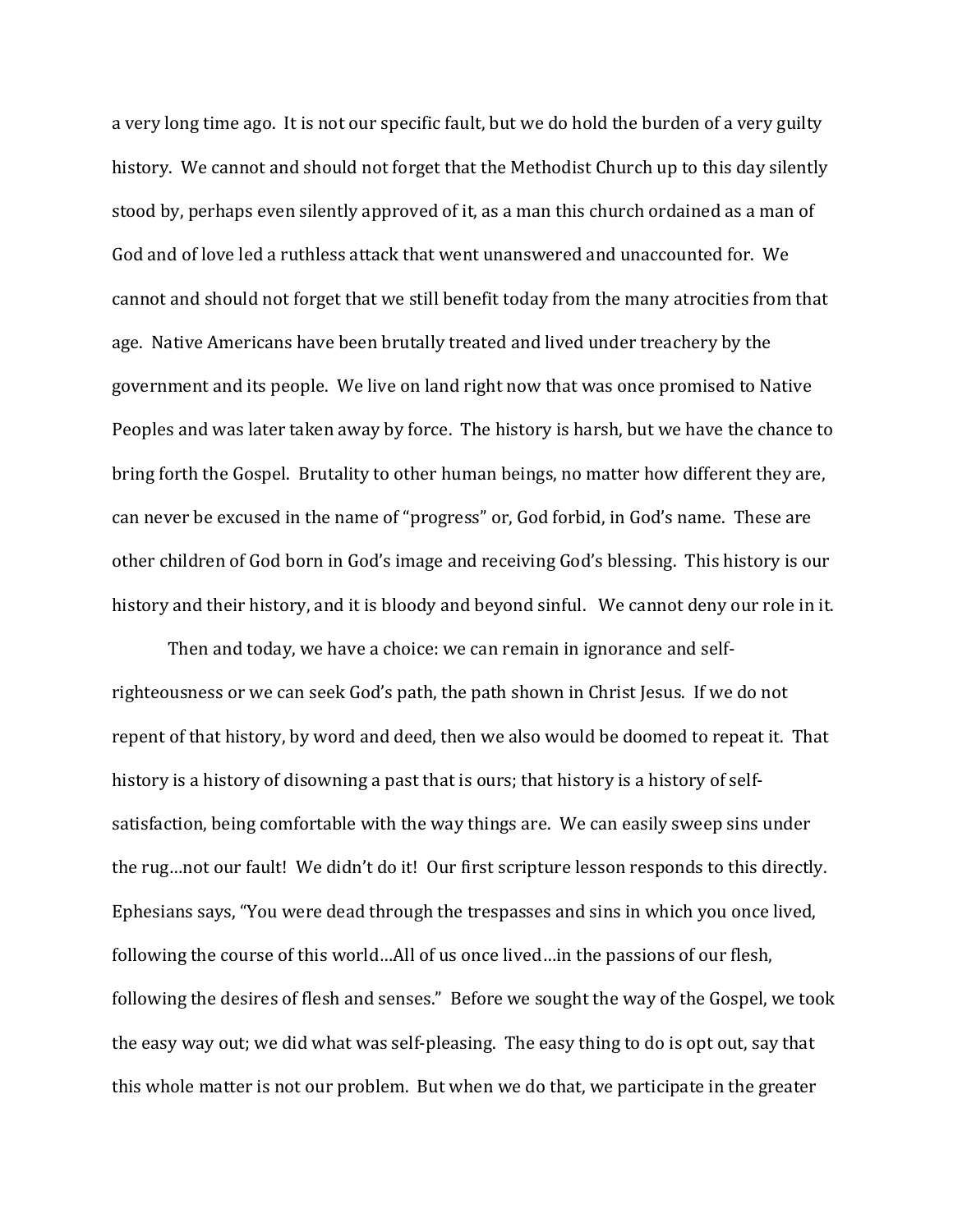a very long time ago. It is not our specific fault, but we do hold the burden of a very guilty history. We cannot and should not forget that the Methodist Church up to this day silently stood by, perhaps even silently approved of it, as a man this church ordained as a man of God and of love led a ruthless attack that went unanswered and unaccounted for. We cannot and should not forget that we still benefit today from the many atrocities from that age. Native Americans have been brutally treated and lived under treachery by the government and its people. We live on land right now that was once promised to Native Peoples and was later taken away by force. The history is harsh, but we have the chance to bring forth the Gospel. Brutality to other human beings, no matter how different they are, can never be excused in the name of "progress" or, God forbid, in God's name. These are other children of God born in God's image and receiving God's blessing. This history is our history and their history, and it is bloody and beyond sinful. We cannot deny our role in it.

Then and today, we have a choice: we can remain in ignorance and self-righteousness or we can seek God's path, the path shown in Christ Jesus. If we do not repent of that history, by word and deed, then we also would be doomed to repeat it. That history is a history of disowning a past that is ours; that history is a history of self-satisfaction, being comfortable with the way things are. We can easily sweep sins under the rug…not our fault! We didn't do it! Our first scripture lesson responds to this directly. Ephesians says, "You were dead through the trespasses and sins in which you once lived, following the course of this world…All of us once lived…in the passions of our flesh, following the desires of flesh and senses." Before we sought the way of the Gospel, we took the easy way out; we did what was self-pleasing. The easy thing to do is opt out, say that this whole matter is not our problem. But when we do that, we participate in the greater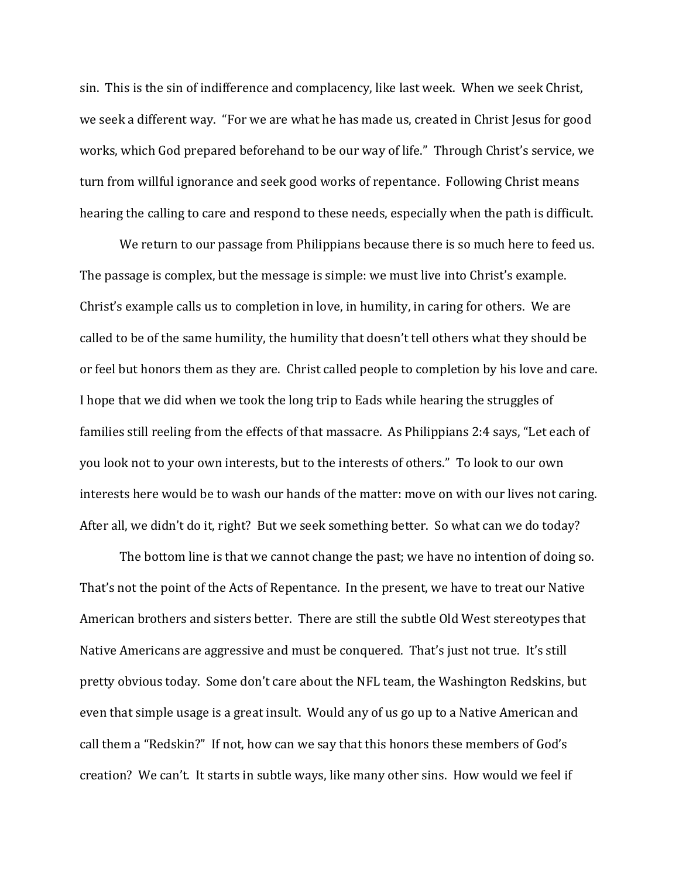sin. This is the sin of indifference and complacency, like last week. When we seek Christ, we seek a different way. "For we are what he has made us, created in Christ Jesus for good works, which God prepared beforehand to be our way of life." Through Christ's service, we turn from willful ignorance and seek good works of repentance. Following Christ means hearing the calling to care and respond to these needs, especially when the path is difficult.

We return to our passage from Philippians because there is so much here to feed us. The passage is complex, but the message is simple: we must live into Christ's example. Christ's example calls us to completion in love, in humility, in caring for others. We are called to be of the same humility, the humility that doesn't tell others what they should be or feel but honors them as they are. Christ called people to completion by his love and care. I hope that we did when we took the long trip to Eads while hearing the struggles of families still reeling from the effects of that massacre. As Philippians 2:4 says, "Let each of you look not to your own interests, but to the interests of others." To look to our own interests here would be to wash our hands of the matter: move on with our lives not caring. After all, we didn't do it, right? But we seek something better. So what can we do today?

The bottom line is that we cannot change the past; we have no intention of doing so. That's not the point of the Acts of Repentance. In the present, we have to treat our Native American brothers and sisters better. There are still the subtle Old West stereotypes that Native Americans are aggressive and must be conquered. That's just not true. It's still pretty obvious today. Some don't care about the NFL team, the Washington Redskins, but even that simple usage is a great insult. Would any of us go up to a Native American and call them a "Redskin?" If not, how can we say that this honors these members of God's creation? We can't. It starts in subtle ways, like many other sins. How would we feel if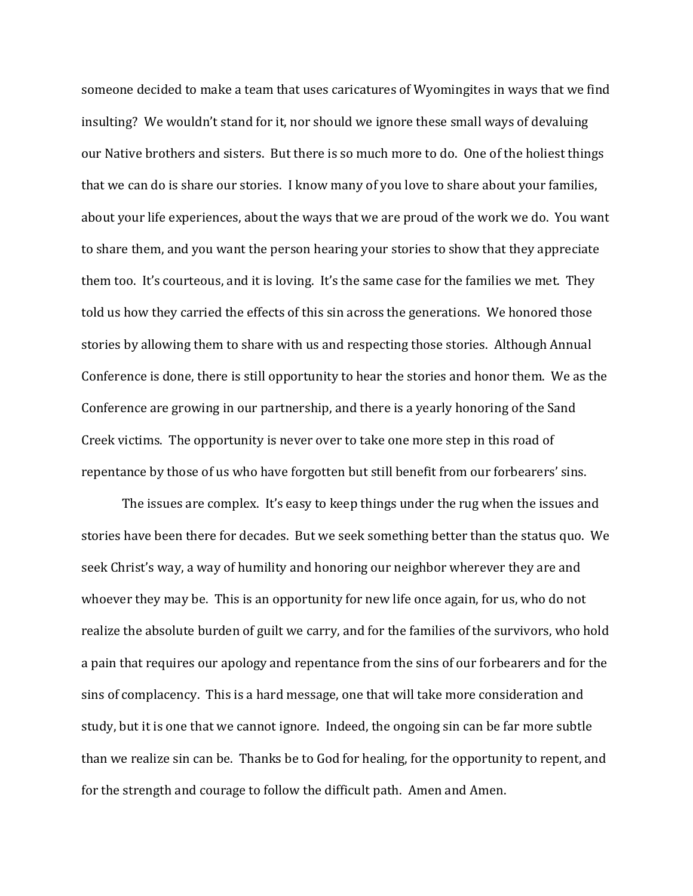someone decided to make a team that uses caricatures of Wyomingites in ways that we find insulting? We wouldn't stand for it, nor should we ignore these small ways of devaluing our Native brothers and sisters. But there is so much more to do. One of the holiest things that we can do is share our stories. I know many of you love to share about your families, about your life experiences, about the ways that we are proud of the work we do. You want to share them, and you want the person hearing your stories to show that they appreciate them too. It's courteous, and it is loving. It's the same case for the families we met. They told us how they carried the effects of this sin across the generations. We honored those stories by allowing them to share with us and respecting those stories. Although Annual Conference is done, there is still opportunity to hear the stories and honor them. We as the Conference are growing in our partnership, and there is a yearly honoring of the Sand Creek victims. The opportunity is never over to take one more step in this road of repentance by those of us who have forgotten but still benefit from our forbearers' sins.

The issues are complex. It's easy to keep things under the rug when the issues and stories have been there for decades. But we seek something better than the status quo. We seek Christ's way, a way of humility and honoring our neighbor wherever they are and whoever they may be. This is an opportunity for new life once again, for us, who do not realize the absolute burden of guilt we carry, and for the families of the survivors, who hold a pain that requires our apology and repentance from the sins of our forbearers and for the sins of complacency. This is a hard message, one that will take more consideration and study, but it is one that we cannot ignore. Indeed, the ongoing sin can be far more subtle than we realize sin can be. Thanks be to God for healing, for the opportunity to repent, and for the strength and courage to follow the difficult path. Amen and Amen.